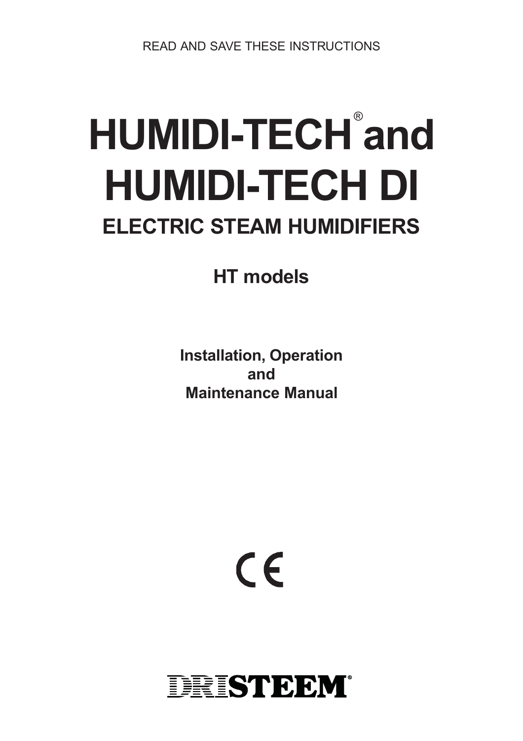READ AND SAVE THESE INSTRUCTIONS

# HUMIDI-TECH® and HUMIDI-TECH DI

## ELECTRIC STEAM HUMIDIFIERS

### HT models

**Installation, Operation and Maintenance Manual**

CE

DRISTEEM®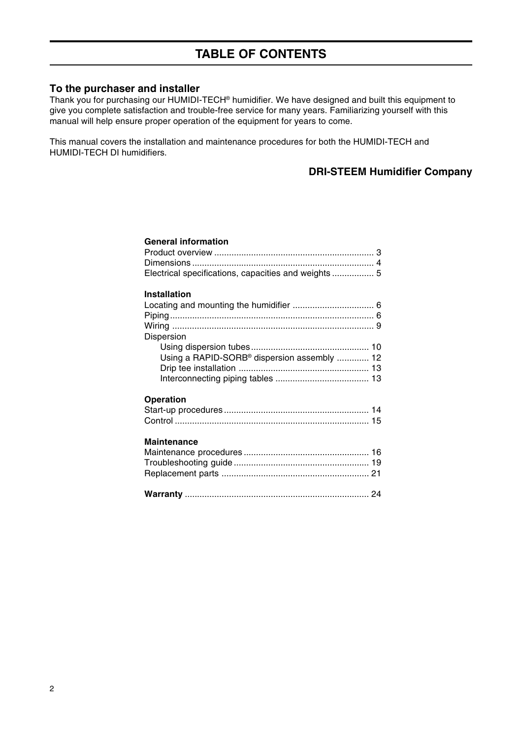# TABLE OF CONTENTS

## To the purchaser and installer

Thank you for purchasing our HUMIDI-TECH® humidifier. We have designed and built this equipment to give you complete satisfaction and trouble-free service for many years. Familiarizing yourself with this manual will help ensure proper operation of the equipment for years to come.

This manual covers the installation and maintenance procedures for both the HUMIDI-TECH and HUMIDI-TECH DI humidifiers.

**DRI-STEEM Humidifier Company**

**General information**

Product overview ................................................................ 3
Dimensions ......................................................................... 4
Electrical specifications, capacities and weights ................. 5

**Installation**

Locating and mounting the humidifier ................................. 6
Piping .................................................................................. 6
Wiring ................................................................................. 9
Dispersion
- Using dispersion tubes ............................................... 10
- Using a RAPID-SORB® dispersion assembly ............. 12
- Drip tee installation .................................................... 13
- Interconnecting piping tables ..................................... 13

**Operation**

Start-up procedures .......................................................... 14
Control ............................................................................. 15

**Maintenance**

Maintenance procedures .................................................. 16
Troubleshooting guide ...................................................... 19
Replacement parts ........................................................... 21

**Warranty** .......................................................................... 24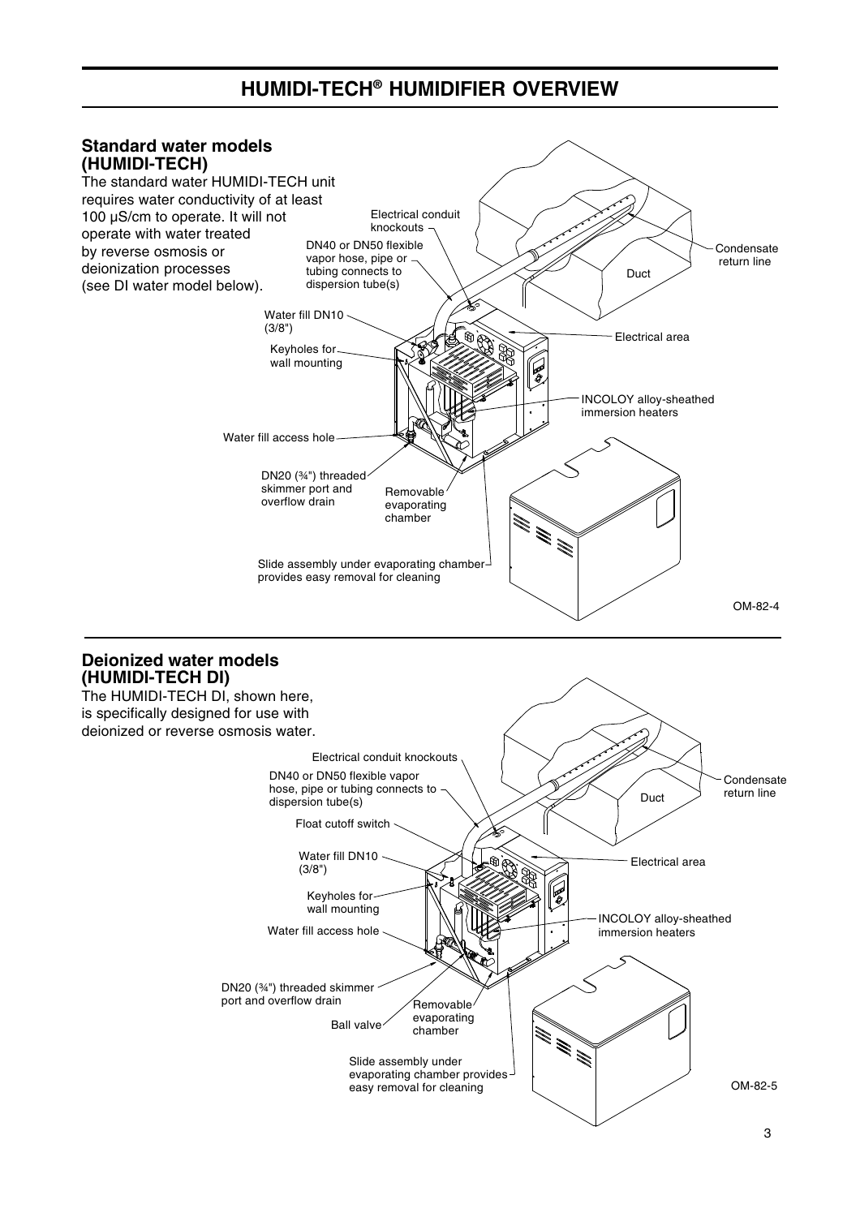# HUMIDI-TECH® HUMIDIFIER OVERVIEW

## Standard water models (HUMIDI-TECH)

The standard water HUMIDI-TECH unit requires water conductivity of at least 100 µS/cm to operate. It will not operate with water treated by reverse osmosis or deionization processes (see DI water model below).

Electrical conduit knockouts

DN40 or DN50 flexible vapor hose, pipe or tubing connects to dispersion tube(s)

Condensate return line

Duct

Water fill DN10 (3/8")

Electrical area

Keyholes for wall mounting

INCOLOY alloy-sheathed immersion heaters

Water fill access hole

DN20 (¾") threaded skimmer port and overflow drain

Removable evaporating chamber

Slide assembly under evaporating chamber provides easy removal for cleaning

OM-82-4

## Deionized water models (HUMIDI-TECH DI)

The HUMIDI-TECH DI, shown here, is specifically designed for use with deionized or reverse osmosis water.

Electrical conduit knockouts

DN40 or DN50 flexible vapor hose, pipe or tubing connects to dispersion tube(s)

Condensate return line

Duct

Float cutoff switch

Water fill DN10 (3/8")

Electrical area

Keyholes for wall mounting

Water fill access hole

INCOLOY alloy-sheathed immersion heaters

DN20 (¾") threaded skimmer port and overflow drain

Ball valve

Removable evaporating chamber

Slide assembly under evaporating chamber provides easy removal for cleaning

OM-82-5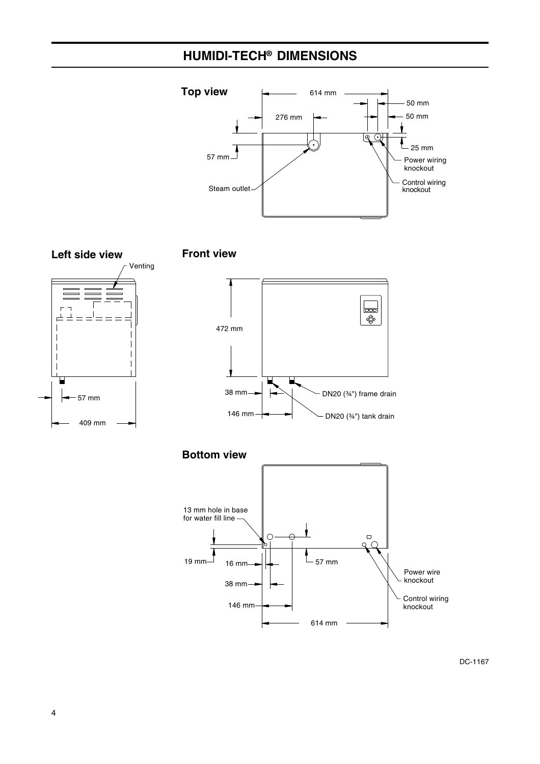# HUMIDI-TECH® DIMENSIONS

### Top view

614 mm

276 mm

50 mm

50 mm

25 mm

57 mm

Steam outlet

Power wiring knockout

Control wiring knockout

### Left side view

Venting

57 mm

409 mm

### Front view

472 mm

38 mm

146 mm

DN20 (¾") frame drain

DN20 (¾") tank drain

### Bottom view

13 mm hole in base for water fill line

19 mm

16 mm

38 mm

146 mm

57 mm

614 mm

Power wire knockout

Control wiring knockout

DC-1167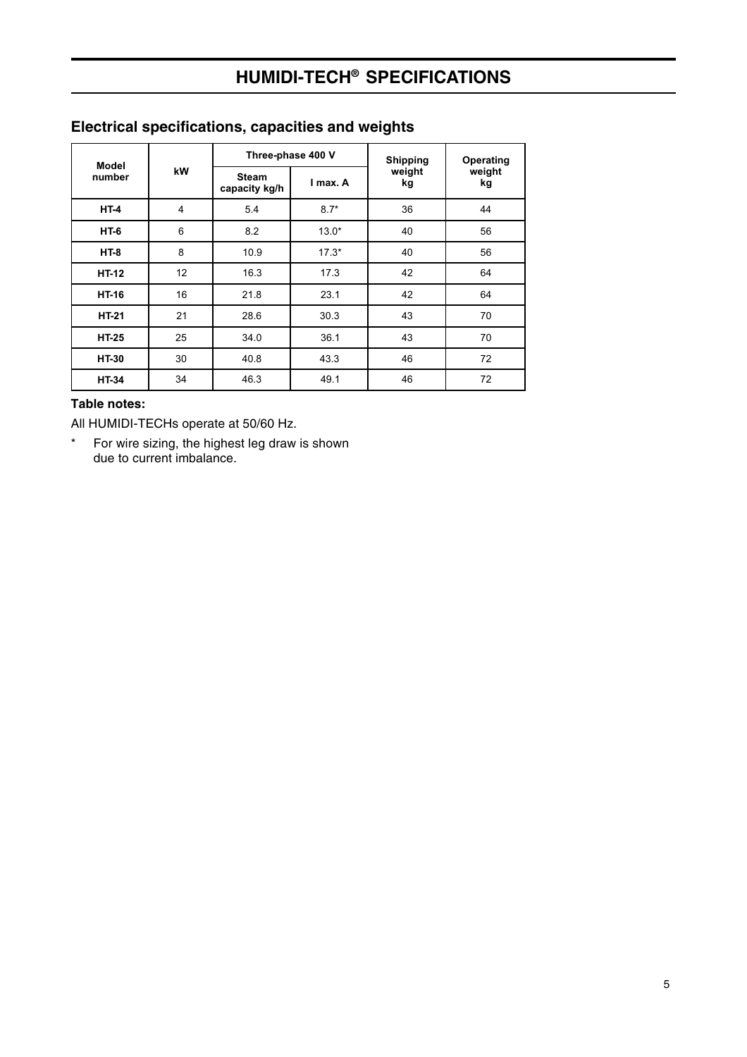# HUMIDI-TECH® SPECIFICATIONS

## Electrical specifications, capacities and weights

| Model number | kW | Three-phase 400 V | | Shipping weight kg | Operating weight kg |
|---|---|---|---|---|---|
| | | Steam capacity kg/h | I max. A | | |
| **HT-4** | 4 | 5.4 | 8.7* | 36 | 44 |
| **HT-6** | 6 | 8.2 | 13.0* | 40 | 56 |
| **HT-8** | 8 | 10.9 | 17.3* | 40 | 56 |
| **HT-12** | 12 | 16.3 | 17.3 | 42 | 64 |
| **HT-16** | 16 | 21.8 | 23.1 | 42 | 64 |
| **HT-21** | 21 | 28.6 | 30.3 | 43 | 70 |
| **HT-25** | 25 | 34.0 | 36.1 | 43 | 70 |
| **HT-30** | 30 | 40.8 | 43.3 | 46 | 72 |
| **HT-34** | 34 | 46.3 | 49.1 | 46 | 72 |

**Table notes:**

All HUMIDI-TECHs operate at 50/60 Hz.

\* For wire sizing, the highest leg draw is shown due to current imbalance.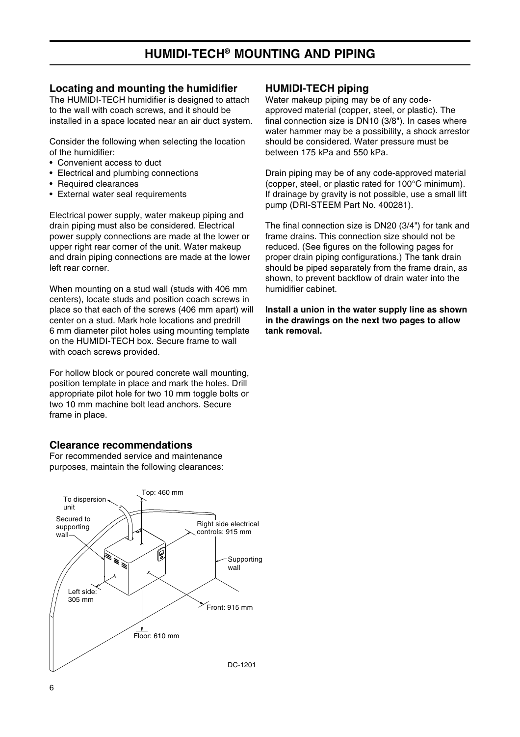# HUMIDI-TECH® MOUNTING AND PIPING

## Locating and mounting the humidifier

The HUMIDI-TECH humidifier is designed to attach to the wall with coach screws, and it should be installed in a space located near an air duct system.

Consider the following when selecting the location of the humidifier:

- Convenient access to duct
- Electrical and plumbing connections
- Required clearances
- External water seal requirements

Electrical power supply, water makeup piping and drain piping must also be considered. Electrical power supply connections are made at the lower or upper right rear corner of the unit. Water makeup and drain piping connections are made at the lower left rear corner.

When mounting on a stud wall (studs with 406 mm centers), locate studs and position coach screws in place so that each of the screws (406 mm apart) will center on a stud. Mark hole locations and predrill 6 mm diameter pilot holes using mounting template on the HUMIDI-TECH box. Secure frame to wall with coach screws provided.

For hollow block or poured concrete wall mounting, position template in place and mark the holes. Drill appropriate pilot hole for two 10 mm toggle bolts or two 10 mm machine bolt lead anchors. Secure frame in place.

## Clearance recommendations

For recommended service and maintenance purposes, maintain the following clearances:

To dispersion unit
Top: 460 mm
Secured to supporting wall
Right side electrical controls: 915 mm
Supporting wall
Left side: 305 mm
Front: 915 mm
Floor: 610 mm

DC-1201

## HUMIDI-TECH piping

Water makeup piping may be of any code-approved material (copper, steel, or plastic). The final connection size is DN10 (3/8"). In cases where water hammer may be a possibility, a shock arrestor should be considered. Water pressure must be between 175 kPa and 550 kPa.

Drain piping may be of any code-approved material (copper, steel, or plastic rated for 100°C minimum). If drainage by gravity is not possible, use a small lift pump (DRI-STEEM Part No. 400281).

The final connection size is DN20 (3/4") for tank and frame drains. This connection size should not be reduced. (See figures on the following pages for proper drain piping configurations.) The tank drain should be piped separately from the frame drain, as shown, to prevent backflow of drain water into the humidifier cabinet.

**Install a union in the water supply line as shown in the drawings on the next two pages to allow tank removal.**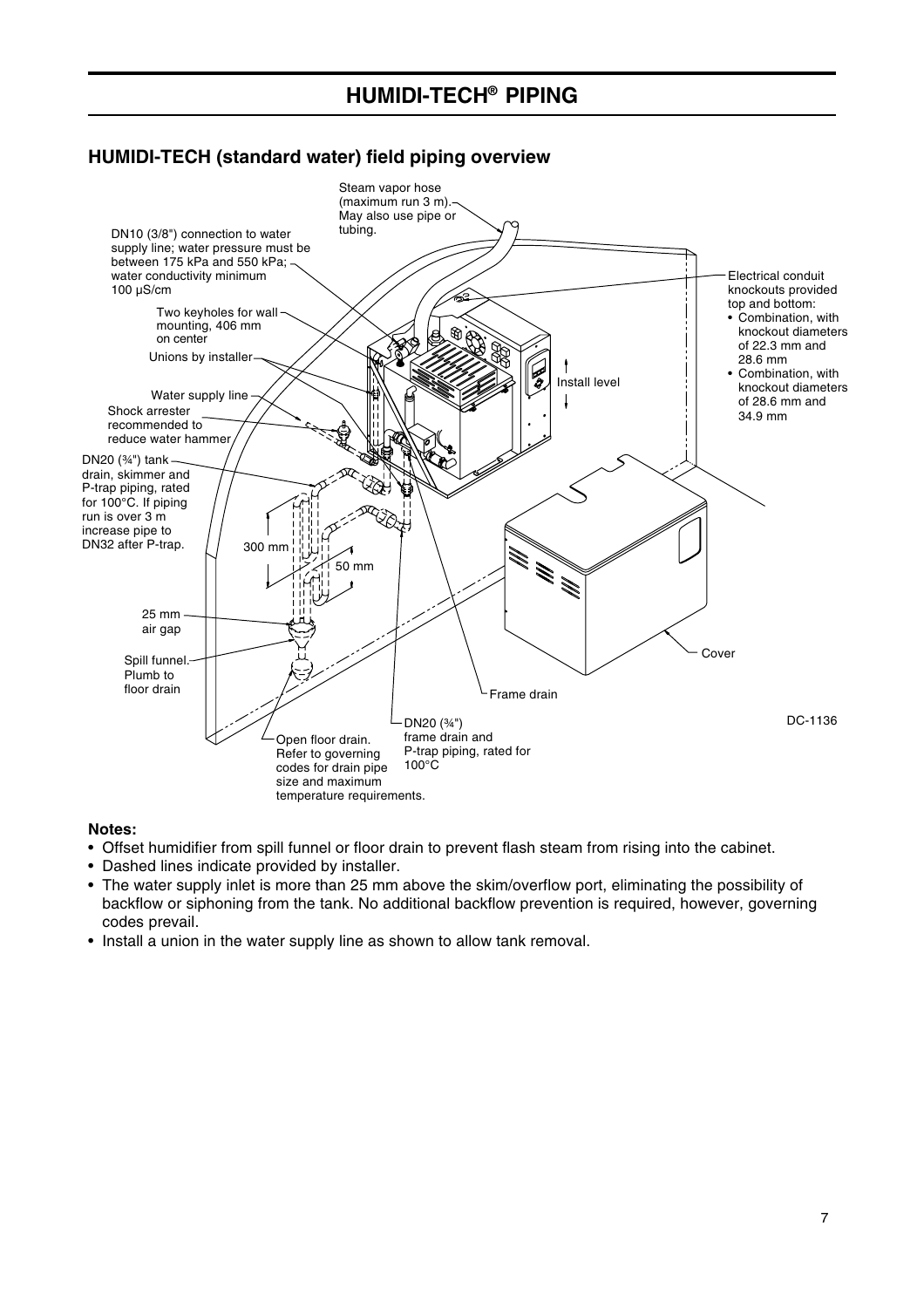# HUMIDI-TECH® PIPING

## HUMIDI-TECH (standard water) field piping overview

Steam vapor hose (maximum run 3 m). May also use pipe or tubing.

DN10 (3/8") connection to water supply line; water pressure must be between 175 kPa and 550 kPa; water conductivity minimum 100 µS/cm

Two keyholes for wall mounting, 406 mm on center

Unions by installer

Water supply line

Shock arrester recommended to reduce water hammer

DN20 (¾") tank drain, skimmer and P-trap piping, rated for 100°C. If piping run is over 3 m increase pipe to DN32 after P-trap.

300 mm

50 mm

25 mm air gap

Spill funnel. Plumb to floor drain

Open floor drain. Refer to governing codes for drain pipe size and maximum temperature requirements.

DN20 (¾") frame drain and P-trap piping, rated for 100°C

Frame drain

Cover

Install level

Electrical conduit knockouts provided top and bottom:

- Combination, with knockout diameters of 22.3 mm and 28.6 mm
- Combination, with knockout diameters of 28.6 mm and 34.9 mm

DC-1136

**Notes:**

- Offset humidifier from spill funnel or floor drain to prevent flash steam from rising into the cabinet.
- Dashed lines indicate provided by installer.
- The water supply inlet is more than 25 mm above the skim/overflow port, eliminating the possibility of backflow or siphoning from the tank. No additional backflow prevention is required, however, governing codes prevail.
- Install a union in the water supply line as shown to allow tank removal.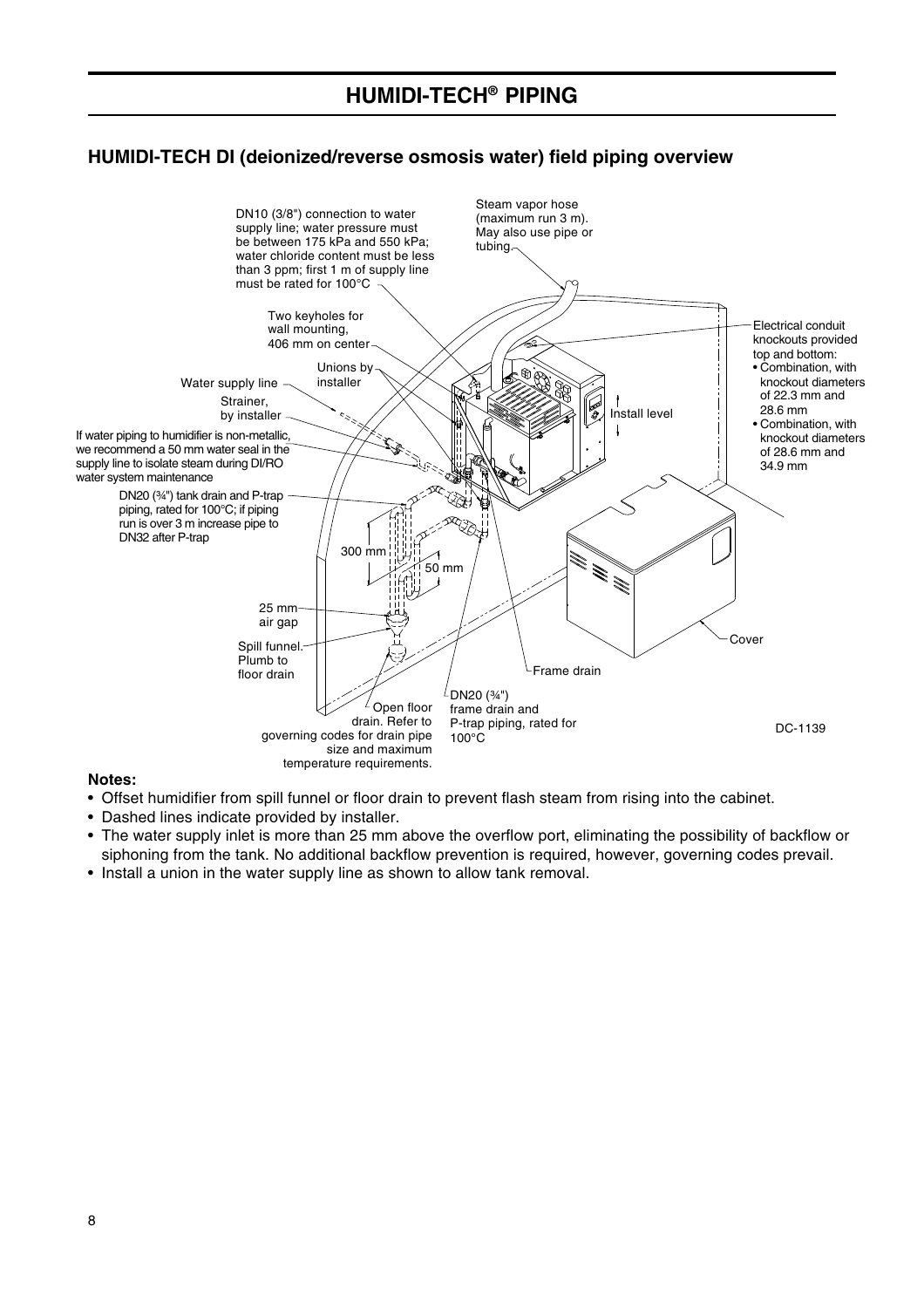# HUMIDI-TECH® PIPING

## HUMIDI-TECH DI (deionized/reverse osmosis water) field piping overview

DN10 (3/8") connection to water supply line; water pressure must be between 175 kPa and 550 kPa; water chloride content must be less than 3 ppm; first 1 m of supply line must be rated for 100°C

Steam vapor hose (maximum run 3 m). May also use pipe or tubing.

Two keyholes for wall mounting, 406 mm on center

Unions by installer

Water supply line

Strainer, by installer

If water piping to humidifier is non-metallic, we recommend a 50 mm water seal in the supply line to isolate steam during DI/RO water system maintenance

DN20 (¾") tank drain and P-trap piping, rated for 100°C; if piping run is over 3 m increase pipe to DN32 after P-trap

300 mm

50 mm

25 mm air gap

Spill funnel. Plumb to floor drain

Open floor drain. Refer to governing codes for drain pipe size and maximum temperature requirements.

DN20 (¾") frame drain and P-trap piping, rated for 100°C

Frame drain

Cover

Install level

Electrical conduit knockouts provided top and bottom:
- Combination, with knockout diameters of 22.3 mm and 28.6 mm
- Combination, with knockout diameters of 28.6 mm and 34.9 mm

DC-1139

**Notes:**

- Offset humidifier from spill funnel or floor drain to prevent flash steam from rising into the cabinet.
- Dashed lines indicate provided by installer.
- The water supply inlet is more than 25 mm above the overflow port, eliminating the possibility of backflow or siphoning from the tank. No additional backflow prevention is required, however, governing codes prevail.
- Install a union in the water supply line as shown to allow tank removal.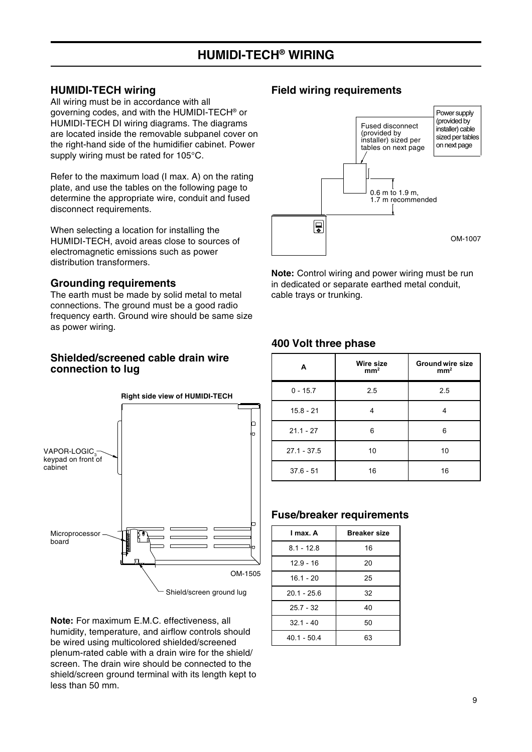# HUMIDI-TECH® WIRING

## HUMIDI-TECH wiring

All wiring must be in accordance with all governing codes, and with the HUMIDI-TECH® or HUMIDI-TECH DI wiring diagrams. The diagrams are located inside the removable subpanel cover on the right-hand side of the humidifier cabinet. Power supply wiring must be rated for 105°C.

Refer to the maximum load (I max. A) on the rating plate, and use the tables on the following page to determine the appropriate wire, conduit and fused disconnect requirements.

When selecting a location for installing the HUMIDI-TECH, avoid areas close to sources of electromagnetic emissions such as power distribution transformers.

## Grounding requirements

The earth must be made by solid metal to metal connections. The ground must be a good radio frequency earth. Ground wire should be same size as power wiring.

## Shielded/screened cable drain wire connection to lug

Right side view of HUMIDI-TECH

VAPOR-LOGIC$_3$ keypad on front of cabinet

Microprocessor board

Shield/screen ground lug

OM-1505

**Note:** For maximum E.M.C. effectiveness, all humidity, temperature, and airflow controls should be wired using multicolored shielded/screened plenum-rated cable with a drain wire for the shield/screen. The drain wire should be connected to the shield/screen ground terminal with its length kept to less than 50 mm.

## Field wiring requirements

Fused disconnect (provided by installer) sized per tables on next page

Power supply (provided by installer) cable sized per tables on next page

0.6 m to 1.9 m, 1.7 m recommended

OM-1007

**Note:** Control wiring and power wiring must be run in dedicated or separate earthed metal conduit, cable trays or trunking.

## 400 Volt three phase

| A | Wire size mm² | Ground wire size mm² |
|---|---|---|
| 0 - 15.7 | 2.5 | 2.5 |
| 15.8 - 21 | 4 | 4 |
| 21.1 - 27 | 6 | 6 |
| 27.1 - 37.5 | 10 | 10 |
| 37.6 - 51 | 16 | 16 |

## Fuse/breaker requirements

| I max. A | Breaker size |
|---|---|
| 8.1 - 12.8 | 16 |
| 12.9 - 16 | 20 |
| 16.1 - 20 | 25 |
| 20.1 - 25.6 | 32 |
| 25.7 - 32 | 40 |
| 32.1 - 40 | 50 |
| 40.1 - 50.4 | 63 |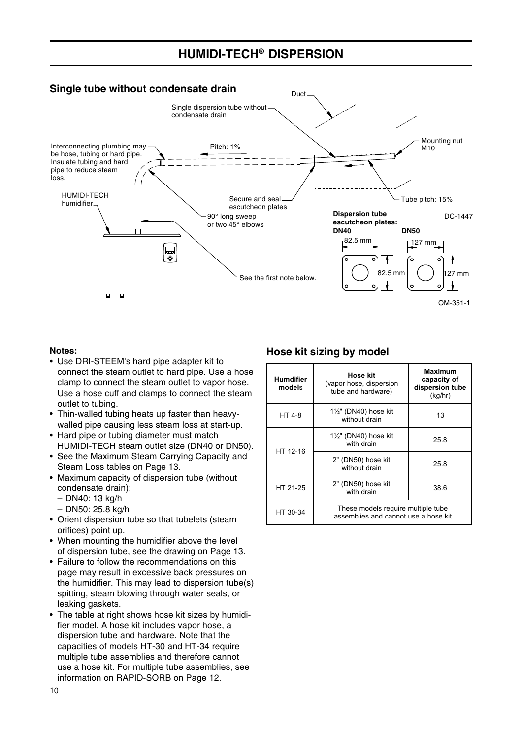# HUMIDI-TECH® DISPERSION

## Single tube without condensate drain

Duct

Single dispersion tube without condensate drain

Interconnecting plumbing may be hose, tubing or hard pipe. Insulate tubing and hard pipe to reduce steam loss.

Pitch: 1%

Mounting nut M10

HUMIDI-TECH humidifier

Secure and seal escutcheon plates

Tube pitch: 15%

90° long sweep or two 45° elbows

**Dispersion tube escutcheon plates:**

**DN40** 82.5 mm × 82.5 mm

**DN50** 127 mm × 127 mm

DC-1447

See the first note below.

OM-351-1

**Notes:**

- Use DRI-STEEM's hard pipe adapter kit to connect the steam outlet to hard pipe. Use a hose clamp to connect the steam outlet to vapor hose. Use a hose cuff and clamps to connect the steam outlet to tubing.
- Thin-walled tubing heats up faster than heavy-walled pipe causing less steam loss at start-up.
- Hard pipe or tubing diameter must match HUMIDI-TECH steam outlet size (DN40 or DN50).
- See the Maximum Steam Carrying Capacity and Steam Loss tables on Page 13.
- Maximum capacity of dispersion tube (without condensate drain):
  - DN40: 13 kg/h
  - DN50: 25.8 kg/h
- Orient dispersion tube so that tubelets (steam orifices) point up.
- When mounting the humidifier above the level of dispersion tube, see the drawing on Page 13.
- Failure to follow the recommendations on this page may result in excessive back pressures on the humidifier. This may lead to dispersion tube(s) spitting, steam blowing through water seals, or leaking gaskets.
- The table at right shows hose kit sizes by humidifier model. A hose kit includes vapor hose, a dispersion tube and hardware. Note that the capacities of models HT-30 and HT-34 require multiple tube assemblies and therefore cannot use a hose kit. For multiple tube assemblies, see information on RAPID-SORB on Page 12.

## Hose kit sizing by model

| Humdifier models | Hose kit (vapor hose, dispersion tube and hardware) | Maximum capacity of dispersion tube (kg/hr) |
|---|---|---|
| HT 4-8 | 1½" (DN40) hose kit without drain | 13 |
| HT 12-16 | 1½" (DN40) hose kit with drain | 25.8 |
| | 2" (DN50) hose kit without drain | 25.8 |
| HT 21-25 | 2" (DN50) hose kit with drain | 38.6 |
| HT 30-34 | These models require multiple tube assemblies and cannot use a hose kit. | |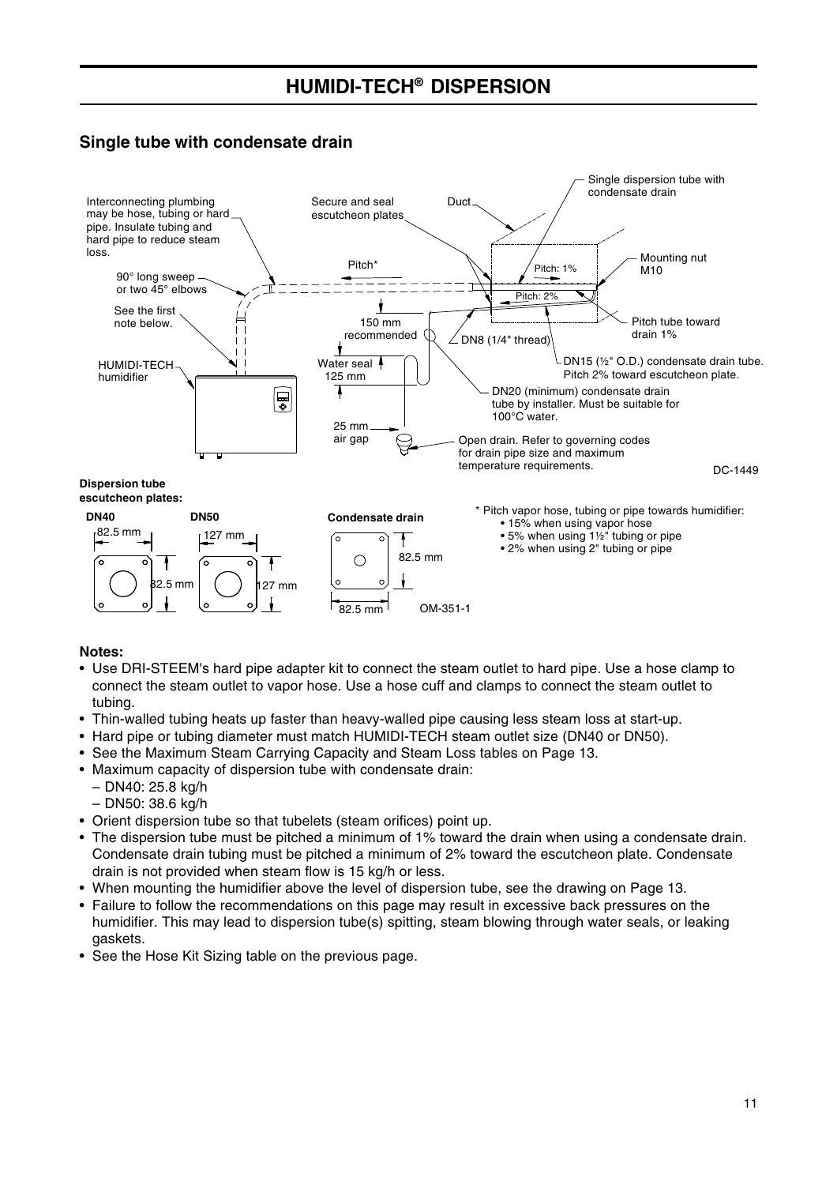# HUMIDI-TECH® DISPERSION

## Single tube with condensate drain

Interconnecting plumbing may be hose, tubing or hard pipe. Insulate tubing and hard pipe to reduce steam loss.

90° long sweep or two 45° elbows

See the first note below.

HUMIDI-TECH humidifier

Secure and seal escutcheon plates

Duct

Single dispersion tube with condensate drain

Mounting nut M10

Pitch*

Pitch: 1%

Pitch: 2%

Pitch tube toward drain 1%

150 mm recommended

DN8 (1/4" thread)

DN15 (½" O.D.) condensate drain tube. Pitch 2% toward escutcheon plate.

Water seal 125 mm

DN20 (minimum) condensate drain tube by installer. Must be suitable for 100°C water.

25 mm air gap

Open drain. Refer to governing codes for drain pipe size and maximum temperature requirements.

DC-1449

**Dispersion tube escutcheon plates:**

**DN40** 82.5 mm × 82.5 mm

**DN50** 127 mm × 127 mm

**Condensate drain** 82.5 mm × 82.5 mm

OM-351-1

\* Pitch vapor hose, tubing or pipe towards humidifier:
- 15% when using vapor hose
- 5% when using 1½" tubing or pipe
- 2% when using 2" tubing or pipe

**Notes:**

- Use DRI-STEEM's hard pipe adapter kit to connect the steam outlet to hard pipe. Use a hose clamp to connect the steam outlet to vapor hose. Use a hose cuff and clamps to connect the steam outlet to tubing.
- Thin-walled tubing heats up faster than heavy-walled pipe causing less steam loss at start-up.
- Hard pipe or tubing diameter must match HUMIDI-TECH steam outlet size (DN40 or DN50).
- See the Maximum Steam Carrying Capacity and Steam Loss tables on Page 13.
- Maximum capacity of dispersion tube with condensate drain:
  - DN40: 25.8 kg/h
  - DN50: 38.6 kg/h
- Orient dispersion tube so that tubelets (steam orifices) point up.
- The dispersion tube must be pitched a minimum of 1% toward the drain when using a condensate drain. Condensate drain tubing must be pitched a minimum of 2% toward the escutcheon plate. Condensate drain is not provided when steam flow is 15 kg/h or less.
- When mounting the humidifier above the level of dispersion tube, see the drawing on Page 13.
- Failure to follow the recommendations on this page may result in excessive back pressures on the humidifier. This may lead to dispersion tube(s) spitting, steam blowing through water seals, or leaking gaskets.
- See the Hose Kit Sizing table on the previous page.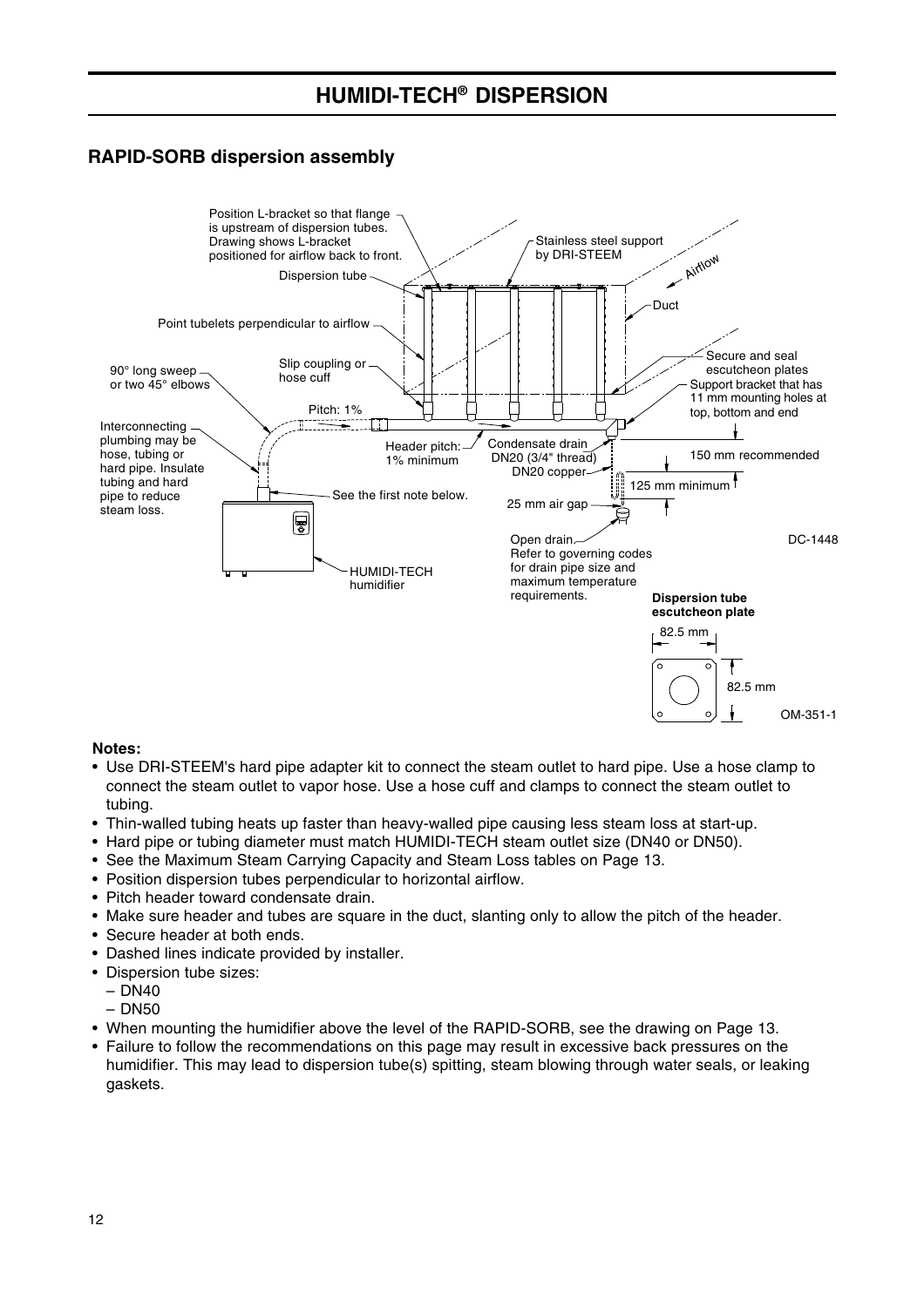# HUMIDI-TECH® DISPERSION

## RAPID-SORB dispersion assembly

Position L-bracket so that flange is upstream of dispersion tubes. Drawing shows L-bracket positioned for airflow back to front.

Stainless steel support by DRI-STEEM

Airflow

Dispersion tube

Duct

Point tubelets perpendicular to airflow

Secure and seal escutcheon plates

Slip coupling or hose cuff

90° long sweep or two 45° elbows

Support bracket that has 11 mm mounting holes at top, bottom and end

Pitch: 1%

Interconnecting plumbing may be hose, tubing or hard pipe. Insulate tubing and hard pipe to reduce steam loss.

Header pitch: 1% minimum

Condensate drain DN20 (3/4" thread)

DN20 copper

150 mm recommended

125 mm minimum

See the first note below.

25 mm air gap

Open drain. Refer to governing codes for drain pipe size and maximum temperature requirements.

HUMIDI-TECH humidifier

DC-1448

**Dispersion tube escutcheon plate**

82.5 mm

82.5 mm

OM-351-1

**Notes:**

- Use DRI-STEEM's hard pipe adapter kit to connect the steam outlet to hard pipe. Use a hose clamp to connect the steam outlet to vapor hose. Use a hose cuff and clamps to connect the steam outlet to tubing.
- Thin-walled tubing heats up faster than heavy-walled pipe causing less steam loss at start-up.
- Hard pipe or tubing diameter must match HUMIDI-TECH steam outlet size (DN40 or DN50).
- See the Maximum Steam Carrying Capacity and Steam Loss tables on Page 13.
- Position dispersion tubes perpendicular to horizontal airflow.
- Pitch header toward condensate drain.
- Make sure header and tubes are square in the duct, slanting only to allow the pitch of the header.
- Secure header at both ends.
- Dashed lines indicate provided by installer.
- Dispersion tube sizes:
  - DN40
  - DN50
- When mounting the humidifier above the level of the RAPID-SORB, see the drawing on Page 13.
- Failure to follow the recommendations on this page may result in excessive back pressures on the humidifier. This may lead to dispersion tube(s) spitting, steam blowing through water seals, or leaking gaskets.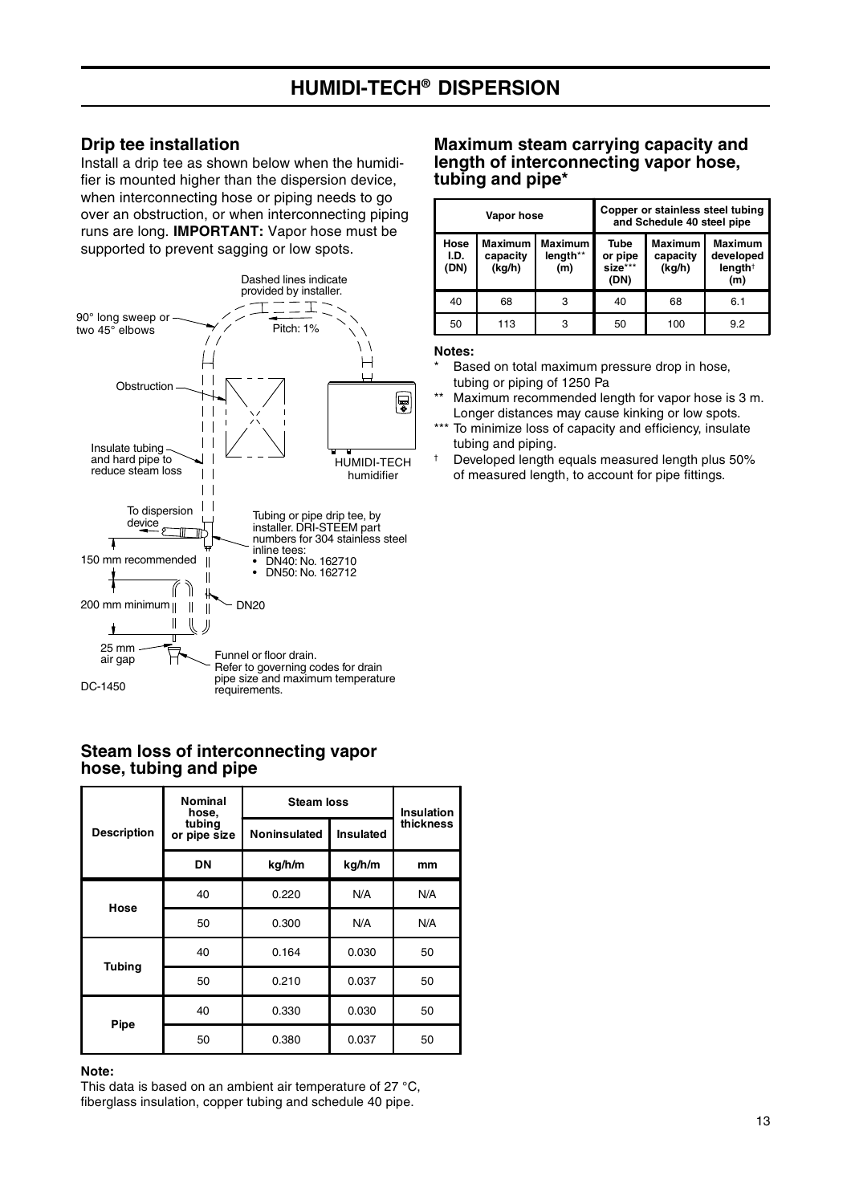# HUMIDI-TECH® DISPERSION

## Drip tee installation

Install a drip tee as shown below when the humidifier is mounted higher than the dispersion device, when interconnecting hose or piping needs to go over an obstruction, or when interconnecting piping runs are long. **IMPORTANT:** Vapor hose must be supported to prevent sagging or low spots.

Dashed lines indicate provided by installer.

90° long sweep or two 45° elbows

Pitch: 1%

Obstruction

Insulate tubing and hard pipe to reduce steam loss

HUMIDI-TECH humidifier

To dispersion device

Tubing or pipe drip tee, by installer. DRI-STEEM part numbers for 304 stainless steel inline tees:
- DN40: No. 162710
- DN50: No. 162712

150 mm recommended

200 mm minimum

DN20

25 mm air gap

Funnel or floor drain. Refer to governing codes for drain pipe size and maximum temperature requirements.

DC-1450

## Maximum steam carrying capacity and length of interconnecting vapor hose, tubing and pipe*

| Vapor hose | | | Copper or stainless steel tubing and Schedule 40 steel pipe | | |
|---|---|---|---|---|---|
| Hose I.D. (DN) | Maximum capacity (kg/h) | Maximum length** (m) | Tube or pipe size*** (DN) | Maximum capacity (kg/h) | Maximum developed length† (m) |
| 40 | 68 | 3 | 40 | 68 | 6.1 |
| 50 | 113 | 3 | 50 | 100 | 9.2 |

**Notes:**

\* Based on total maximum pressure drop in hose, tubing or piping of 1250 Pa

** Maximum recommended length for vapor hose is 3 m. Longer distances may cause kinking or low spots.

*** To minimize loss of capacity and efficiency, insulate tubing and piping.

† Developed length equals measured length plus 50% of measured length, to account for pipe fittings.

## Steam loss of interconnecting vapor hose, tubing and pipe

| Description | Nominal hose, tubing or pipe size | Steam loss | | Insulation thickness |
|---|---|---|---|---|
| | | Noninsulated | Insulated | |
| | DN | kg/h/m | kg/h/m | mm |
| Hose | 40 | 0.220 | N/A | N/A |
| | 50 | 0.300 | N/A | N/A |
| Tubing | 40 | 0.164 | 0.030 | 50 |
| | 50 | 0.210 | 0.037 | 50 |
| Pipe | 40 | 0.330 | 0.030 | 50 |
| | 50 | 0.380 | 0.037 | 50 |

**Note:**

This data is based on an ambient air temperature of 27 °C, fiberglass insulation, copper tubing and schedule 40 pipe.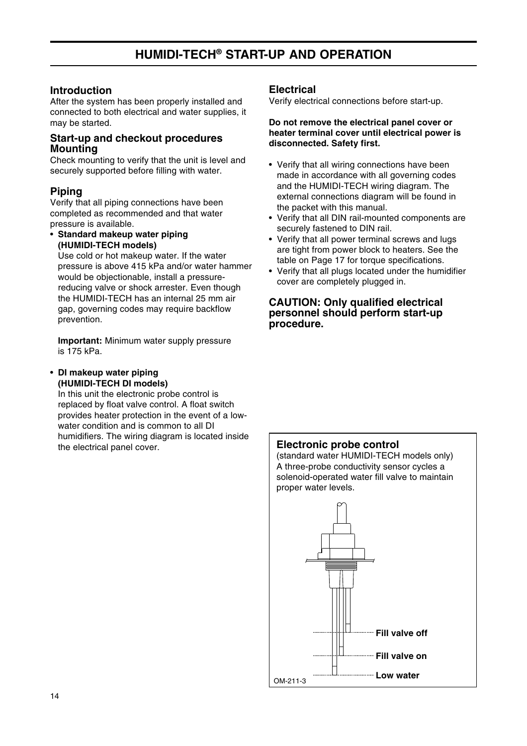# HUMIDI-TECH® START-UP AND OPERATION

## Introduction

After the system has been properly installed and connected to both electrical and water supplies, it may be started.

## Start-up and checkout procedures Mounting

Check mounting to verify that the unit is level and securely supported before filling with water.

## Piping

Verify that all piping connections have been completed as recommended and that water pressure is available.

- **Standard makeup water piping (HUMIDI-TECH models)**

  Use cold or hot makeup water. If the water pressure is above 415 kPa and/or water hammer would be objectionable, install a pressure-reducing valve or shock arrester. Even though the HUMIDI-TECH has an internal 25 mm air gap, governing codes may require backflow prevention.

  **Important:** Minimum water supply pressure is 175 kPa.

- **DI makeup water piping (HUMIDI-TECH DI models)**

  In this unit the electronic probe control is replaced by float valve control. A float switch provides heater protection in the event of a low-water condition and is common to all DI humidifiers. The wiring diagram is located inside the electrical panel cover.

## Electrical

Verify electrical connections before start-up.

**Do not remove the electrical panel cover or heater terminal cover until electrical power is disconnected. Safety first.**

- Verify that all wiring connections have been made in accordance with all governing codes and the HUMIDI-TECH wiring diagram. The external connections diagram will be found in the packet with this manual.
- Verify that all DIN rail-mounted components are securely fastened to DIN rail.
- Verify that all power terminal screws and lugs are tight from power block to heaters. See the table on Page 17 for torque specifications.
- Verify that all plugs located under the humidifier cover are completely plugged in.

**CAUTION: Only qualified electrical personnel should perform start-up procedure.**

### Electronic probe control

(standard water HUMIDI-TECH models only)
A three-probe conductivity sensor cycles a solenoid-operated water fill valve to maintain proper water levels.

Fill valve off

Fill valve on

Low water

OM-211-3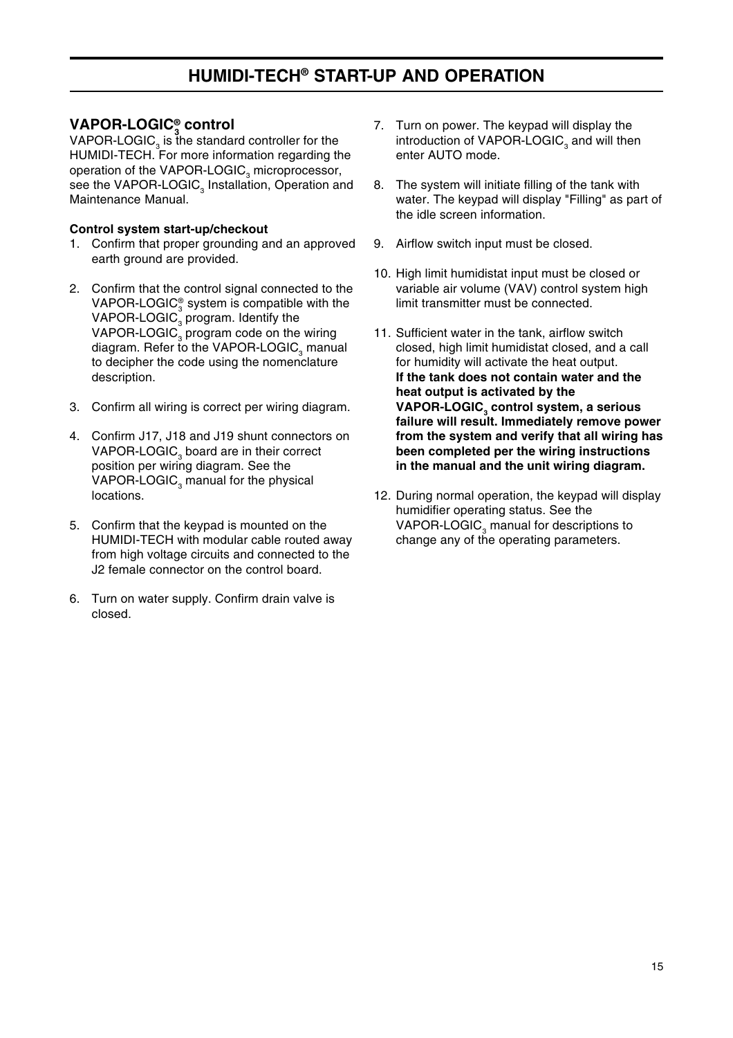# HUMIDI-TECH® START-UP AND OPERATION

## VAPOR-LOGIC$_3^®$ control

VAPOR-LOGIC$_3$ is the standard controller for the HUMIDI-TECH. For more information regarding the operation of the VAPOR-LOGIC$_3$ microprocessor, see the VAPOR-LOGIC$_3$ Installation, Operation and Maintenance Manual.

**Control system start-up/checkout**

1. Confirm that proper grounding and an approved earth ground are provided.

2. Confirm that the control signal connected to the VAPOR-LOGIC$_3^®$ system is compatible with the VAPOR-LOGIC$_3$ program. Identify the VAPOR-LOGIC$_3$ program code on the wiring diagram. Refer to the VAPOR-LOGIC$_3$ manual to decipher the code using the nomenclature description.

3. Confirm all wiring is correct per wiring diagram.

4. Confirm J17, J18 and J19 shunt connectors on VAPOR-LOGIC$_3$ board are in their correct position per wiring diagram. See the VAPOR-LOGIC$_3$ manual for the physical locations.

5. Confirm that the keypad is mounted on the HUMIDI-TECH with modular cable routed away from high voltage circuits and connected to the J2 female connector on the control board.

6. Turn on water supply. Confirm drain valve is closed.

7. Turn on power. The keypad will display the introduction of VAPOR-LOGIC$_3$ and will then enter AUTO mode.

8. The system will initiate filling of the tank with water. The keypad will display "Filling" as part of the idle screen information.

9. Airflow switch input must be closed.

10. High limit humidistat input must be closed or variable air volume (VAV) control system high limit transmitter must be connected.

11. Sufficient water in the tank, airflow switch closed, high limit humidistat closed, and a call for humidity will activate the heat output. **If the tank does not contain water and the heat output is activated by the VAPOR-LOGIC$_3$ control system, a serious failure will result. Immediately remove power from the system and verify that all wiring has been completed per the wiring instructions in the manual and the unit wiring diagram.**

12. During normal operation, the keypad will display humidifier operating status. See the VAPOR-LOGIC$_3$ manual for descriptions to change any of the operating parameters.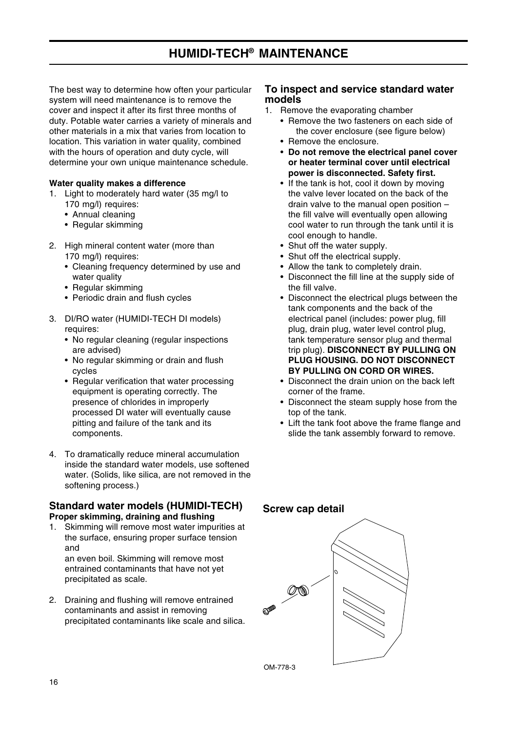# HUMIDI-TECH® MAINTENANCE

The best way to determine how often your particular system will need maintenance is to remove the cover and inspect it after its first three months of duty. Potable water carries a variety of minerals and other materials in a mix that varies from location to location. This variation in water quality, combined with the hours of operation and duty cycle, will determine your own unique maintenance schedule.

**Water quality makes a difference**

1. Light to moderately hard water (35 mg/l to 170 mg/l) requires:
   - Annual cleaning
   - Regular skimming
2. High mineral content water (more than 170 mg/l) requires:
   - Cleaning frequency determined by use and water quality
   - Regular skimming
   - Periodic drain and flush cycles
3. DI/RO water (HUMIDI-TECH DI models) requires:
   - No regular cleaning (regular inspections are advised)
   - No regular skimming or drain and flush cycles
   - Regular verification that water processing equipment is operating correctly. The presence of chlorides in improperly processed DI water will eventually cause pitting and failure of the tank and its components.
4. To dramatically reduce mineral accumulation inside the standard water models, use softened water. (Solids, like silica, are not removed in the softening process.)

## Standard water models (HUMIDI-TECH)

**Proper skimming, draining and flushing**

1. Skimming will remove most water impurities at the surface, ensuring proper surface tension and an even boil. Skimming will remove most entrained contaminants that have not yet precipitated as scale.
2. Draining and flushing will remove entrained contaminants and assist in removing precipitated contaminants like scale and silica.

## To inspect and service standard water models

1. Remove the evaporating chamber
   - Remove the two fasteners on each side of the cover enclosure (see figure below)
   - Remove the enclosure.
   - **Do not remove the electrical panel cover or heater terminal cover until electrical power is disconnected. Safety first.**
   - If the tank is hot, cool it down by moving the valve lever located on the back of the drain valve to the manual open position – the fill valve will eventually open allowing cool water to run through the tank until it is cool enough to handle.
   - Shut off the water supply.
   - Shut off the electrical supply.
   - Allow the tank to completely drain.
   - Disconnect the fill line at the supply side of the fill valve.
   - Disconnect the electrical plugs between the tank components and the back of the electrical panel (includes: power plug, fill plug, drain plug, water level control plug, tank temperature sensor plug and thermal trip plug). **DISCONNECT BY PULLING ON PLUG HOUSING. DO NOT DISCONNECT BY PULLING ON CORD OR WIRES.**
   - Disconnect the drain union on the back left corner of the frame.
   - Disconnect the steam supply hose from the top of the tank.
   - Lift the tank foot above the frame flange and slide the tank assembly forward to remove.

## Screw cap detail

OM-778-3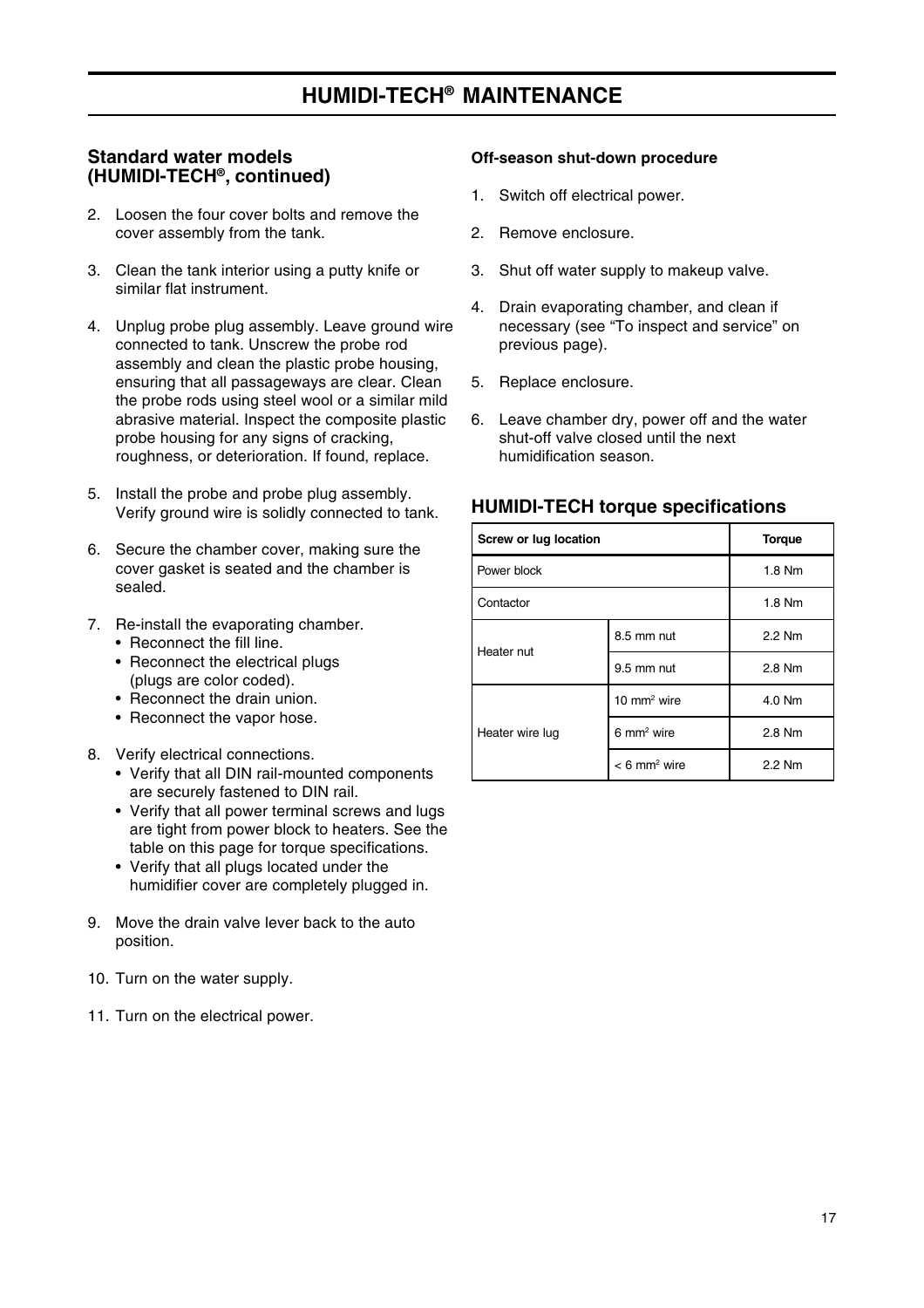# HUMIDI-TECH® MAINTENANCE

## Standard water models (HUMIDI-TECH®, continued)

2. Loosen the four cover bolts and remove the cover assembly from the tank.

3. Clean the tank interior using a putty knife or similar flat instrument.

4. Unplug probe plug assembly. Leave ground wire connected to tank. Unscrew the probe rod assembly and clean the plastic probe housing, ensuring that all passageways are clear. Clean the probe rods using steel wool or a similar mild abrasive material. Inspect the composite plastic probe housing for any signs of cracking, roughness, or deterioration. If found, replace.

5. Install the probe and probe plug assembly. Verify ground wire is solidly connected to tank.

6. Secure the chamber cover, making sure the cover gasket is seated and the chamber is sealed.

7. Re-install the evaporating chamber.
   - Reconnect the fill line.
   - Reconnect the electrical plugs (plugs are color coded).
   - Reconnect the drain union.
   - Reconnect the vapor hose.

8. Verify electrical connections.
   - Verify that all DIN rail-mounted components are securely fastened to DIN rail.
   - Verify that all power terminal screws and lugs are tight from power block to heaters. See the table on this page for torque specifications.
   - Verify that all plugs located under the humidifier cover are completely plugged in.

9. Move the drain valve lever back to the auto position.

10. Turn on the water supply.

11. Turn on the electrical power.

**Off-season shut-down procedure**

1. Switch off electrical power.

2. Remove enclosure.

3. Shut off water supply to makeup valve.

4. Drain evaporating chamber, and clean if necessary (see "To inspect and service" on previous page).

5. Replace enclosure.

6. Leave chamber dry, power off and the water shut-off valve closed until the next humidification season.

## HUMIDI-TECH torque specifications

| Screw or lug location | | Torque |
|---|---|---|
| Power block | | 1.8 Nm |
| Contactor | | 1.8 Nm |
| Heater nut | 8.5 mm nut | 2.2 Nm |
| | 9.5 mm nut | 2.8 Nm |
| Heater wire lug | 10 $mm^2$ wire | 4.0 Nm |
| | 6 $mm^2$ wire | 2.8 Nm |
| | < 6 $mm^2$ wire | 2.2 Nm |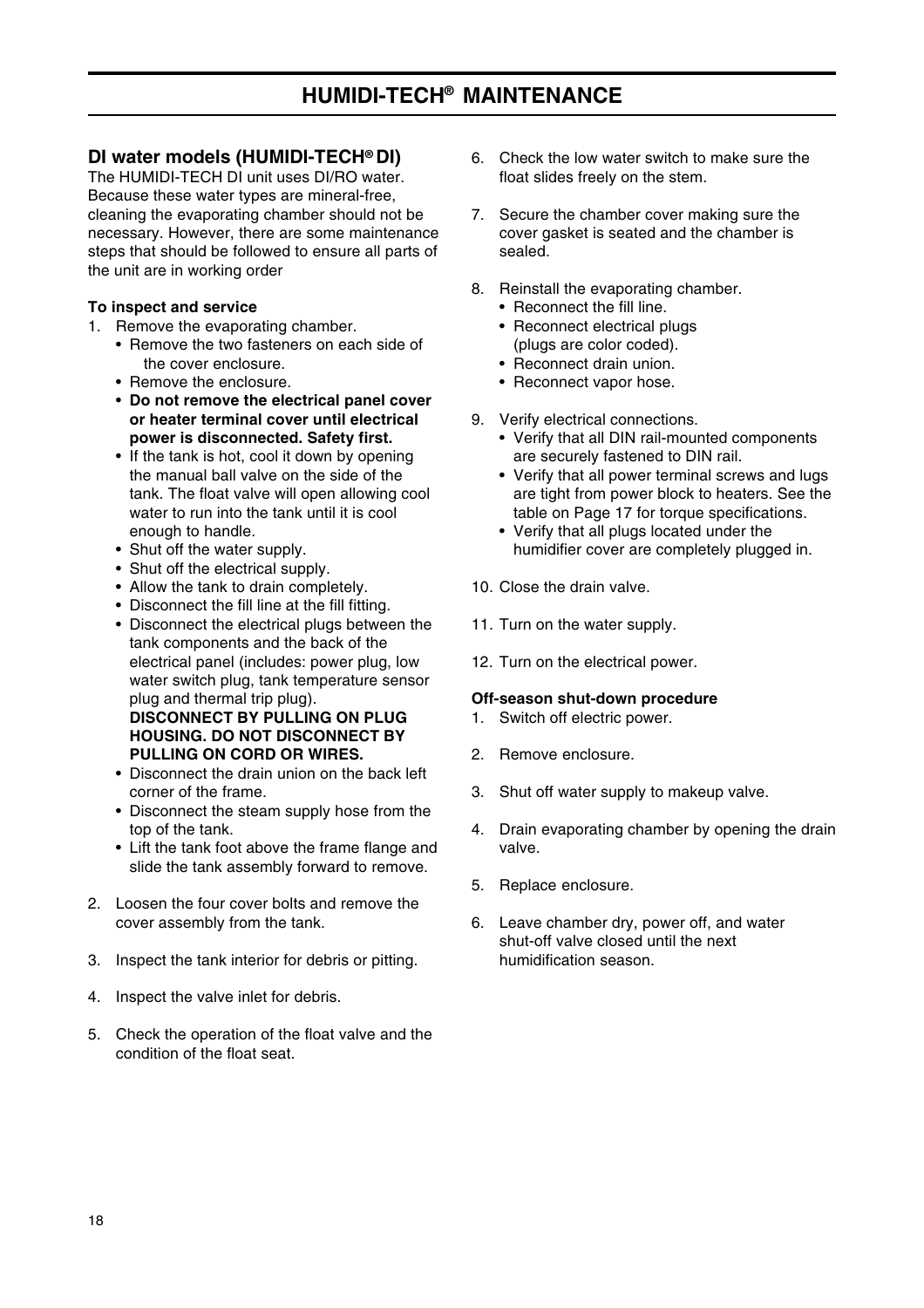# HUMIDI-TECH® MAINTENANCE

## DI water models (HUMIDI-TECH® DI)

The HUMIDI-TECH DI unit uses DI/RO water. Because these water types are mineral-free, cleaning the evaporating chamber should not be necessary. However, there are some maintenance steps that should be followed to ensure all parts of the unit are in working order

**To inspect and service**

1. Remove the evaporating chamber.
   - Remove the two fasteners on each side of the cover enclosure.
   - Remove the enclosure.
   - **Do not remove the electrical panel cover or heater terminal cover until electrical power is disconnected. Safety first.**
   - If the tank is hot, cool it down by opening the manual ball valve on the side of the tank. The float valve will open allowing cool water to run into the tank until it is cool enough to handle.
   - Shut off the water supply.
   - Shut off the electrical supply.
   - Allow the tank to drain completely.
   - Disconnect the fill line at the fill fitting.
   - Disconnect the electrical plugs between the tank components and the back of the electrical panel (includes: power plug, low water switch plug, tank temperature sensor plug and thermal trip plug).
     **DISCONNECT BY PULLING ON PLUG HOUSING. DO NOT DISCONNECT BY PULLING ON CORD OR WIRES.**
   - Disconnect the drain union on the back left corner of the frame.
   - Disconnect the steam supply hose from the top of the tank.
   - Lift the tank foot above the frame flange and slide the tank assembly forward to remove.
2. Loosen the four cover bolts and remove the cover assembly from the tank.
3. Inspect the tank interior for debris or pitting.
4. Inspect the valve inlet for debris.
5. Check the operation of the float valve and the condition of the float seat.
6. Check the low water switch to make sure the float slides freely on the stem.
7. Secure the chamber cover making sure the cover gasket is seated and the chamber is sealed.
8. Reinstall the evaporating chamber.
   - Reconnect the fill line.
   - Reconnect electrical plugs (plugs are color coded).
   - Reconnect drain union.
   - Reconnect vapor hose.
9. Verify electrical connections.
   - Verify that all DIN rail-mounted components are securely fastened to DIN rail.
   - Verify that all power terminal screws and lugs are tight from power block to heaters. See the table on Page 17 for torque specifications.
   - Verify that all plugs located under the humidifier cover are completely plugged in.
10. Close the drain valve.
11. Turn on the water supply.
12. Turn on the electrical power.

**Off-season shut-down procedure**

1. Switch off electric power.
2. Remove enclosure.
3. Shut off water supply to makeup valve.
4. Drain evaporating chamber by opening the drain valve.
5. Replace enclosure.
6. Leave chamber dry, power off, and water shut-off valve closed until the next humidification season.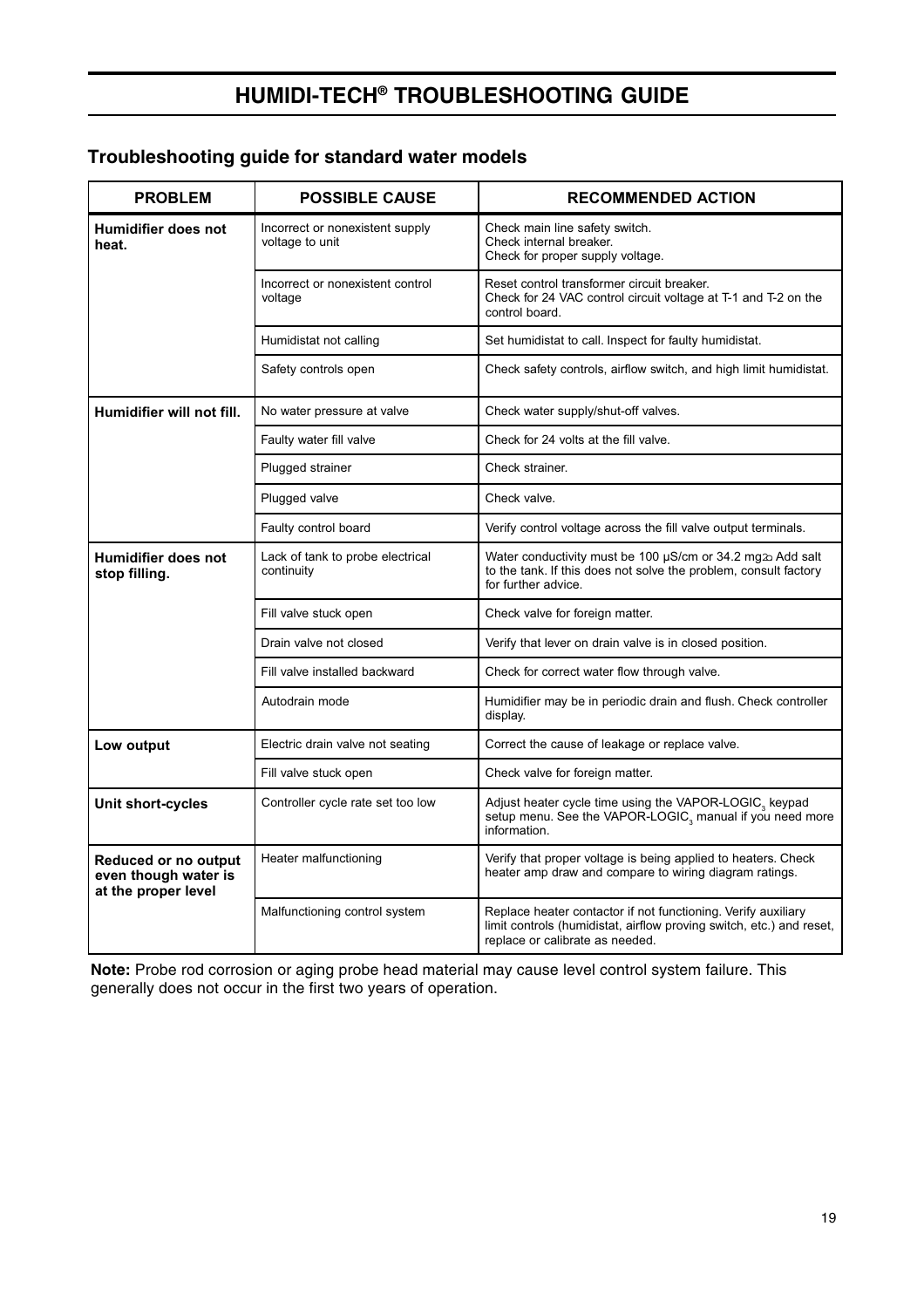# HUMIDI-TECH® TROUBLESHOOTING GUIDE

## Troubleshooting guide for standard water models

| PROBLEM | POSSIBLE CAUSE | RECOMMENDED ACTION |
|---|---|---|
| **Humidifier does not heat.** | Incorrect or nonexistent supply voltage to unit | Check main line safety switch. Check internal breaker. Check for proper supply voltage. |
| | Incorrect or nonexistent control voltage | Reset control transformer circuit breaker. Check for 24 VAC control circuit voltage at T-1 and T-2 on the control board. |
| | Humidistat not calling | Set humidistat to call. Inspect for faulty humidistat. |
| | Safety controls open | Check safety controls, airflow switch, and high limit humidistat. |
| **Humidifier will not fill.** | No water pressure at valve | Check water supply/shut-off valves. |
| | Faulty water fill valve | Check for 24 volts at the fill valve. |
| | Plugged strainer | Check strainer. |
| | Plugged valve | Check valve. |
| | Faulty control board | Verify control voltage across the fill valve output terminals. |
| **Humidifier does not stop filling.** | Lack of tank to probe electrical continuity | Water conductivity must be 100 µS/cm or 34.2 mg⁄L Add salt to the tank. If this does not solve the problem, consult factory for further advice. |
| | Fill valve stuck open | Check valve for foreign matter. |
| | Drain valve not closed | Verify that lever on drain valve is in closed position. |
| | Fill valve installed backward | Check for correct water flow through valve. |
| | Autodrain mode | Humidifier may be in periodic drain and flush. Check controller display. |
| **Low output** | Electric drain valve not seating | Correct the cause of leakage or replace valve. |
| | Fill valve stuck open | Check valve for foreign matter. |
| **Unit short-cycles** | Controller cycle rate set too low | Adjust heater cycle time using the VAPOR-LOGIC$_3$ keypad setup menu. See the VAPOR-LOGIC$_3$ manual if you need more information. |
| **Reduced or no output even though water is at the proper level** | Heater malfunctioning | Verify that proper voltage is being applied to heaters. Check heater amp draw and compare to wiring diagram ratings. |
| | Malfunctioning control system | Replace heater contactor if not functioning. Verify auxiliary limit controls (humidistat, airflow proving switch, etc.) and reset, replace or calibrate as needed. |

**Note:** Probe rod corrosion or aging probe head material may cause level control system failure. This generally does not occur in the first two years of operation.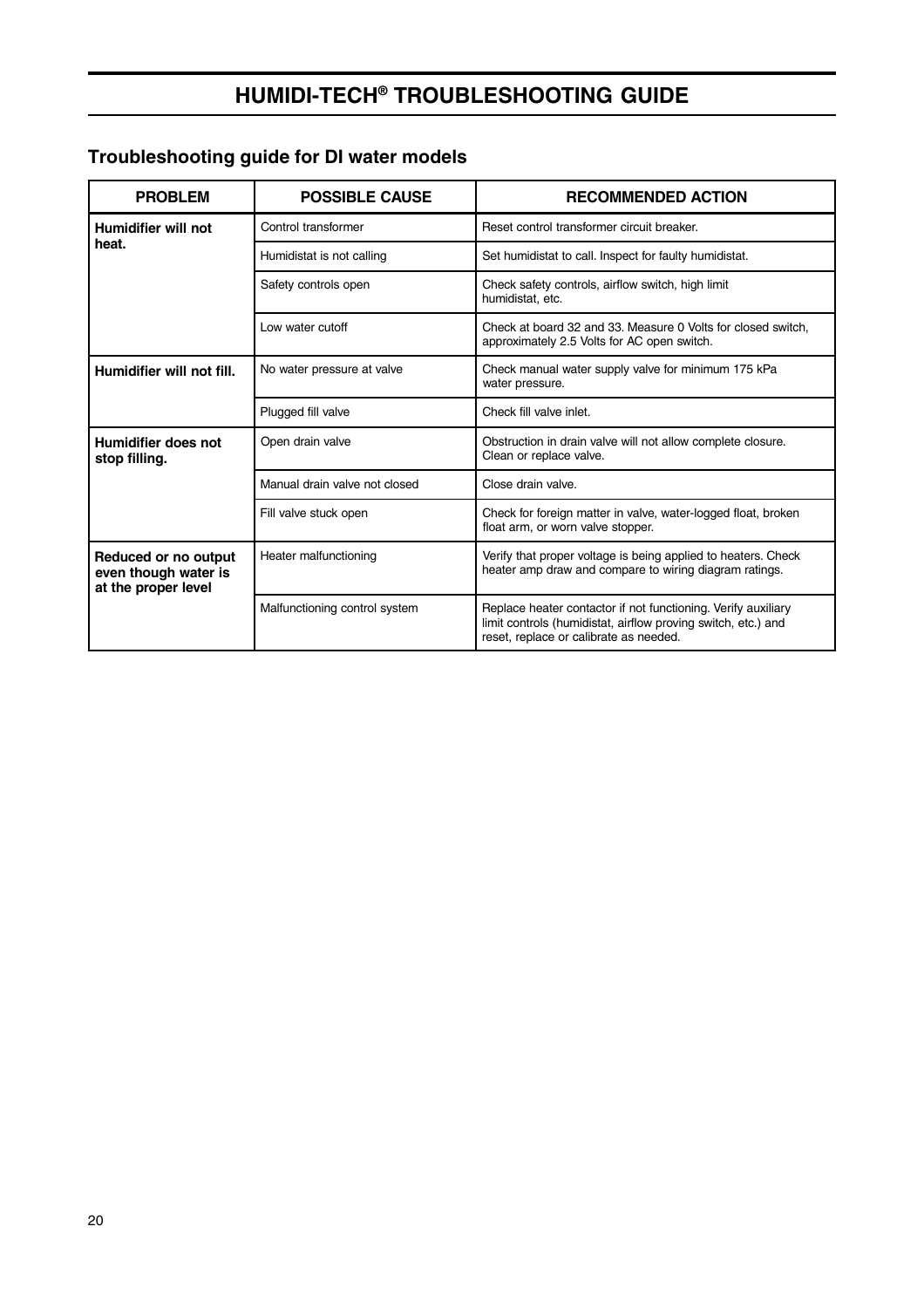# HUMIDI-TECH® TROUBLESHOOTING GUIDE

## Troubleshooting guide for DI water models

| PROBLEM | POSSIBLE CAUSE | RECOMMENDED ACTION |
|---|---|---|
| **Humidifier will not heat.** | Control transformer | Reset control transformer circuit breaker. |
| | Humidistat is not calling | Set humidistat to call. Inspect for faulty humidistat. |
| | Safety controls open | Check safety controls, airflow switch, high limit humidistat, etc. |
| | Low water cutoff | Check at board 32 and 33. Measure 0 Volts for closed switch, approximately 2.5 Volts for AC open switch. |
| **Humidifier will not fill.** | No water pressure at valve | Check manual water supply valve for minimum 175 kPa water pressure. |
| | Plugged fill valve | Check fill valve inlet. |
| **Humidifier does not stop filling.** | Open drain valve | Obstruction in drain valve will not allow complete closure. Clean or replace valve. |
| | Manual drain valve not closed | Close drain valve. |
| | Fill valve stuck open | Check for foreign matter in valve, water-logged float, broken float arm, or worn valve stopper. |
| **Reduced or no output even though water is at the proper level** | Heater malfunctioning | Verify that proper voltage is being applied to heaters. Check heater amp draw and compare to wiring diagram ratings. |
| | Malfunctioning control system | Replace heater contactor if not functioning. Verify auxiliary limit controls (humidistat, airflow proving switch, etc.) and reset, replace or calibrate as needed. |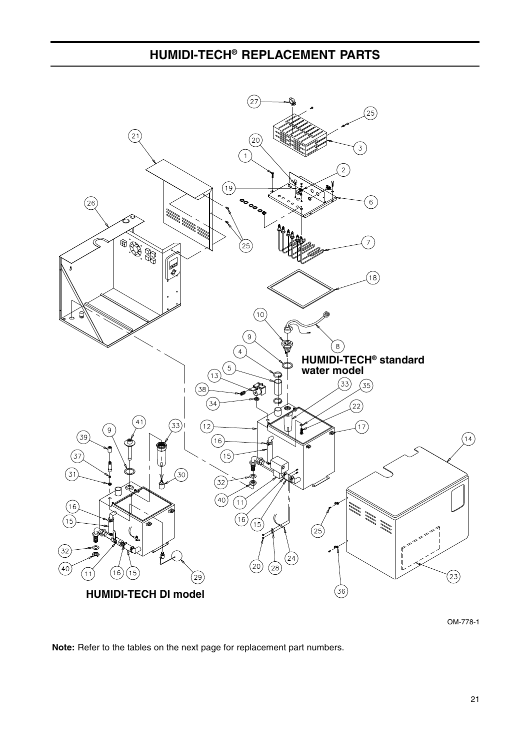## HUMIDI-TECH® REPLACEMENT PARTS

HUMIDI-TECH® standard water model

HUMIDI-TECH DI model

OM-778-1

**Note:** Refer to the tables on the next page for replacement part numbers.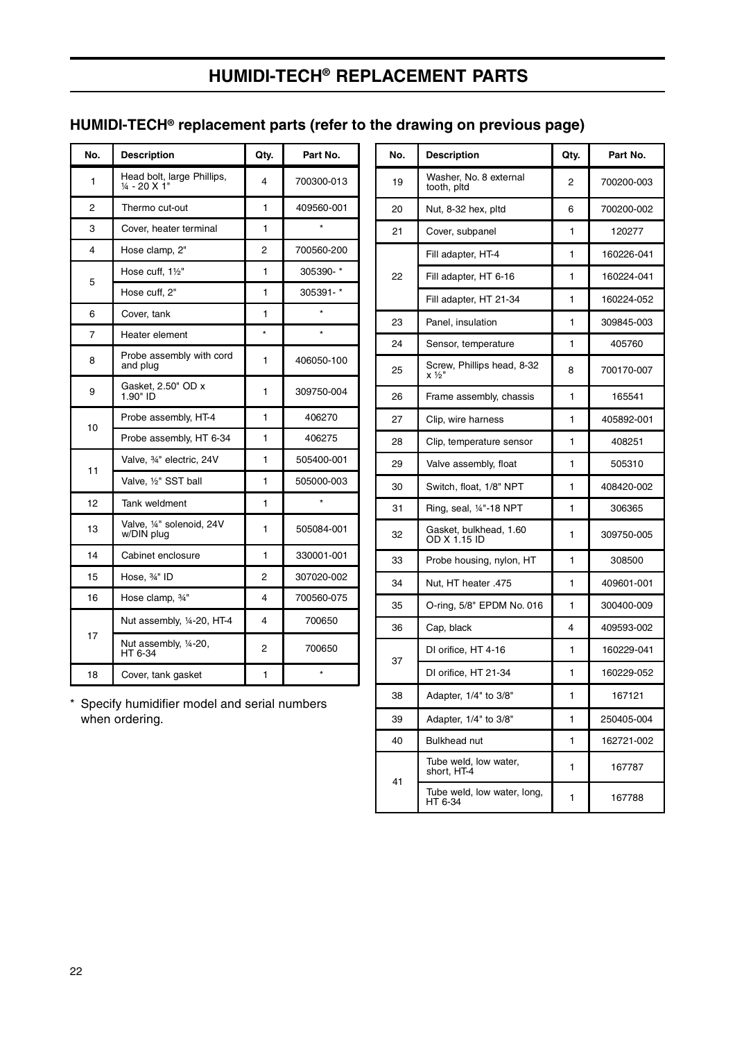# HUMIDI-TECH® REPLACEMENT PARTS

## HUMIDI-TECH® replacement parts (refer to the drawing on previous page)

| No. | Description | Qty. | Part No. |
|---|---|---|---|
| 1 | Head bolt, large Phillips, ¼ - 20 X 1" | 4 | 700300-013 |
| 2 | Thermo cut-out | 1 | 409560-001 |
| 3 | Cover, heater terminal | 1 | * |
| 4 | Hose clamp, 2" | 2 | 700560-200 |
| 5 | Hose cuff, 1½" | 1 | 305390- * |
| | Hose cuff, 2" | 1 | 305391- * |
| 6 | Cover, tank | 1 | * |
| 7 | Heater element | * | * |
| 8 | Probe assembly with cord and plug | 1 | 406050-100 |
| 9 | Gasket, 2.50" OD x 1.90" ID | 1 | 309750-004 |
| 10 | Probe assembly, HT-4 | 1 | 406270 |
| | Probe assembly, HT 6-34 | 1 | 406275 |
| 11 | Valve, ¾" electric, 24V | 1 | 505400-001 |
| | Valve, ½" SST ball | 1 | 505000-003 |
| 12 | Tank weldment | 1 | * |
| 13 | Valve, ¼" solenoid, 24V w/DIN plug | 1 | 505084-001 |
| 14 | Cabinet enclosure | 1 | 330001-001 |
| 15 | Hose, ¾" ID | 2 | 307020-002 |
| 16 | Hose clamp, ¾" | 4 | 700560-075 |
| 17 | Nut assembly, ¼-20, HT-4 | 4 | 700650 |
| | Nut assembly, ¼-20, HT 6-34 | 2 | 700650 |
| 18 | Cover, tank gasket | 1 | * |
| 19 | Washer, No. 8 external tooth, pltd | 2 | 700200-003 |
| 20 | Nut, 8-32 hex, pltd | 6 | 700200-002 |
| 21 | Cover, subpanel | 1 | 120277 |
| 22 | Fill adapter, HT-4 | 1 | 160226-041 |
| | Fill adapter, HT 6-16 | 1 | 160224-041 |
| | Fill adapter, HT 21-34 | 1 | 160224-052 |
| 23 | Panel, insulation | 1 | 309845-003 |
| 24 | Sensor, temperature | 1 | 405760 |
| 25 | Screw, Phillips head, 8-32 x ½" | 8 | 700170-007 |
| 26 | Frame assembly, chassis | 1 | 165541 |
| 27 | Clip, wire harness | 1 | 405892-001 |
| 28 | Clip, temperature sensor | 1 | 408251 |
| 29 | Valve assembly, float | 1 | 505310 |
| 30 | Switch, float, 1/8" NPT | 1 | 408420-002 |
| 31 | Ring, seal, ¼"-18 NPT | 1 | 306365 |
| 32 | Gasket, bulkhead, 1.60 OD X 1.15 ID | 1 | 309750-005 |
| 33 | Probe housing, nylon, HT | 1 | 308500 |
| 34 | Nut, HT heater .475 | 1 | 409601-001 |
| 35 | O-ring, 5/8" EPDM No. 016 | 1 | 300400-009 |
| 36 | Cap, black | 4 | 409593-002 |
| 37 | DI orifice, HT 4-16 | 1 | 160229-041 |
| | DI orifice, HT 21-34 | 1 | 160229-052 |
| 38 | Adapter, 1/4" to 3/8" | 1 | 167121 |
| 39 | Adapter, 1/4" to 3/8" | 1 | 250405-004 |
| 40 | Bulkhead nut | 1 | 162721-002 |
| 41 | Tube weld, low water, short, HT-4 | 1 | 167787 |
| | Tube weld, low water, long, HT 6-34 | 1 | 167788 |

\* Specify humidifier model and serial numbers when ordering.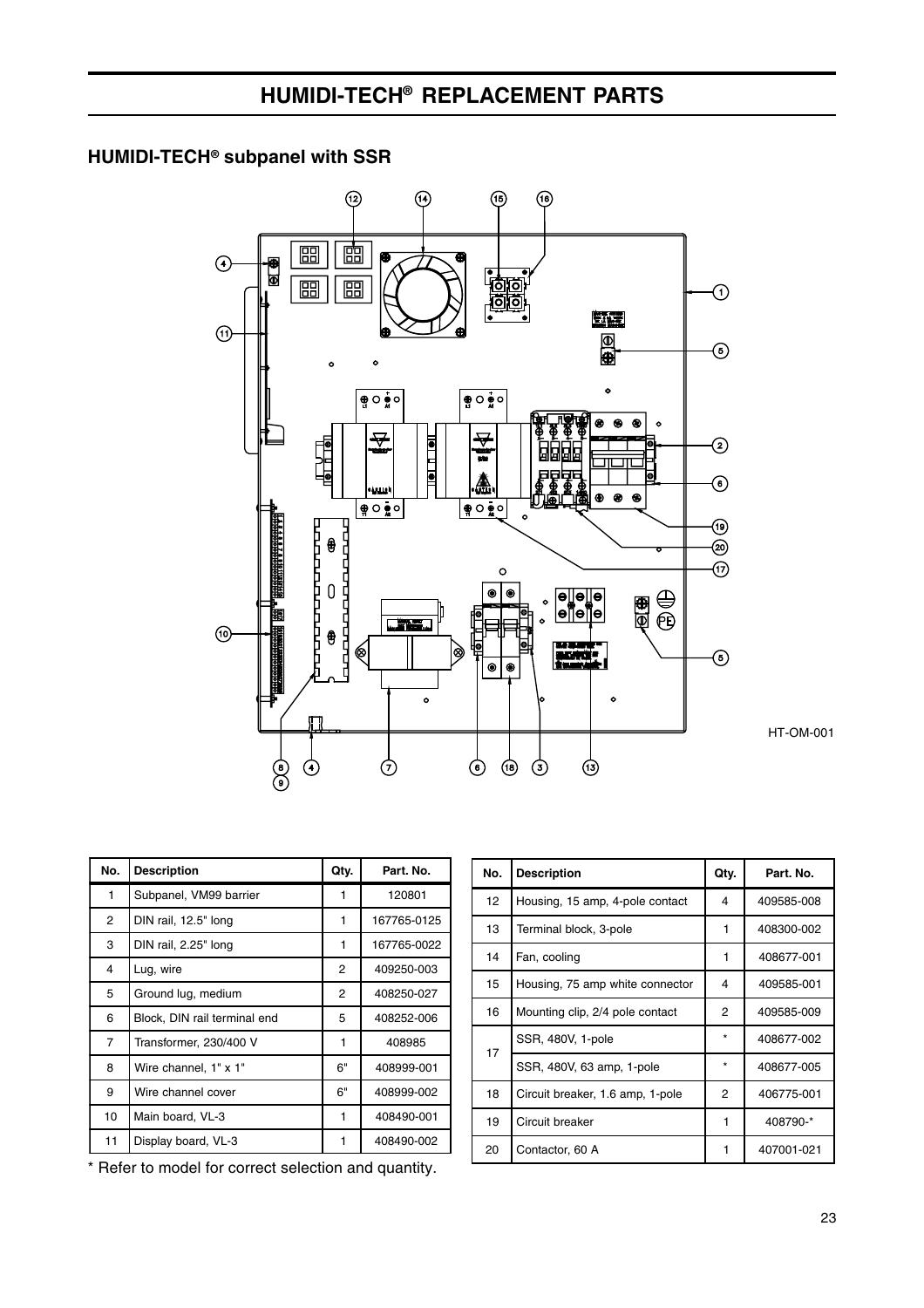# HUMIDI-TECH® REPLACEMENT PARTS

## HUMIDI-TECH® subpanel with SSR

HT-OM-001

| No. | Description | Qty. | Part. No. |
|---|---|---|---|
| 1 | Subpanel, VM99 barrier | 1 | 120801 |
| 2 | DIN rail, 12.5" long | 1 | 167765-0125 |
| 3 | DIN rail, 2.25" long | 1 | 167765-0022 |
| 4 | Lug, wire | 2 | 409250-003 |
| 5 | Ground lug, medium | 2 | 408250-027 |
| 6 | Block, DIN rail terminal end | 5 | 408252-006 |
| 7 | Transformer, 230/400 V | 1 | 408985 |
| 8 | Wire channel, 1" x 1" | 6" | 408999-001 |
| 9 | Wire channel cover | 6" | 408999-002 |
| 10 | Main board, VL-3 | 1 | 408490-001 |
| 11 | Display board, VL-3 | 1 | 408490-002 |

* Refer to model for correct selection and quantity.

| No. | Description | Qty. | Part. No. |
|---|---|---|---|
| 12 | Housing, 15 amp, 4-pole contact | 4 | 409585-008 |
| 13 | Terminal block, 3-pole | 1 | 408300-002 |
| 14 | Fan, cooling | 1 | 408677-001 |
| 15 | Housing, 75 amp white connector | 4 | 409585-001 |
| 16 | Mounting clip, 2/4 pole contact | 2 | 409585-009 |
| 17 | SSR, 480V, 1-pole | * | 408677-002 |
| | SSR, 480V, 63 amp, 1-pole | * | 408677-005 |
| 18 | Circuit breaker, 1.6 amp, 1-pole | 2 | 406775-001 |
| 19 | Circuit breaker | 1 | 408790-* |
| 20 | Contactor, 60 A | 1 | 407001-021 |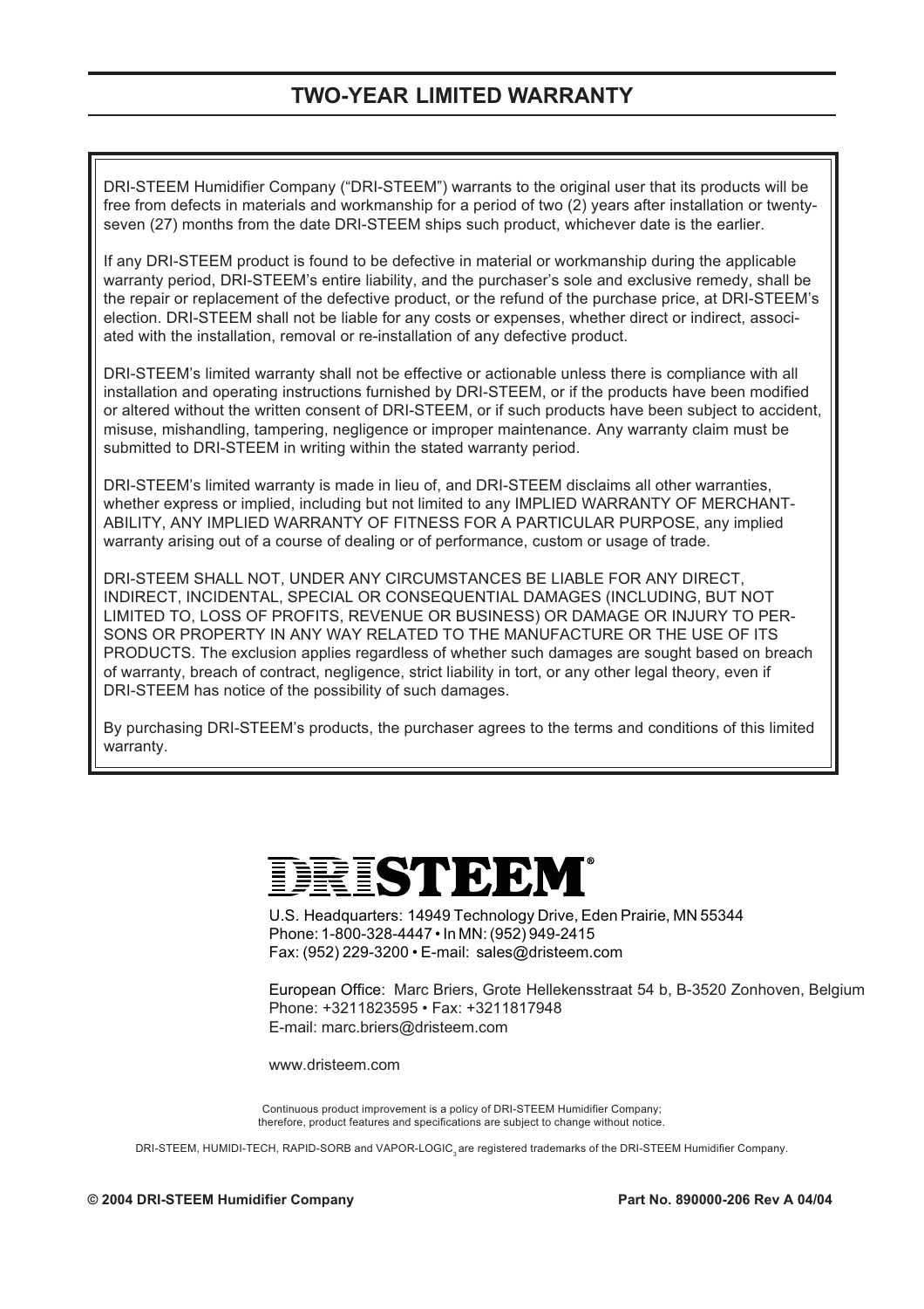# TWO-YEAR LIMITED WARRANTY

DRI-STEEM Humidifier Company ("DRI-STEEM") warrants to the original user that its products will be free from defects in materials and workmanship for a period of two (2) years after installation or twenty-seven (27) months from the date DRI-STEEM ships such product, whichever date is the earlier.

If any DRI-STEEM product is found to be defective in material or workmanship during the applicable warranty period, DRI-STEEM's entire liability, and the purchaser's sole and exclusive remedy, shall be the repair or replacement of the defective product, or the refund of the purchase price, at DRI-STEEM's election. DRI-STEEM shall not be liable for any costs or expenses, whether direct or indirect, associated with the installation, removal or re-installation of any defective product.

DRI-STEEM's limited warranty shall not be effective or actionable unless there is compliance with all installation and operating instructions furnished by DRI-STEEM, or if the products have been modified or altered without the written consent of DRI-STEEM, or if such products have been subject to accident, misuse, mishandling, tampering, negligence or improper maintenance. Any warranty claim must be submitted to DRI-STEEM in writing within the stated warranty period.

DRI-STEEM's limited warranty is made in lieu of, and DRI-STEEM disclaims all other warranties, whether express or implied, including but not limited to any IMPLIED WARRANTY OF MERCHANTABILITY, ANY IMPLIED WARRANTY OF FITNESS FOR A PARTICULAR PURPOSE, any implied warranty arising out of a course of dealing or of performance, custom or usage of trade.

DRI-STEEM SHALL NOT, UNDER ANY CIRCUMSTANCES BE LIABLE FOR ANY DIRECT, INDIRECT, INCIDENTAL, SPECIAL OR CONSEQUENTIAL DAMAGES (INCLUDING, BUT NOT LIMITED TO, LOSS OF PROFITS, REVENUE OR BUSINESS) OR DAMAGE OR INJURY TO PERSONS OR PROPERTY IN ANY WAY RELATED TO THE MANUFACTURE OR THE USE OF ITS PRODUCTS. The exclusion applies regardless of whether such damages are sought based on breach of warranty, breach of contract, negligence, strict liability in tort, or any other legal theory, even if DRI-STEEM has notice of the possibility of such damages.

By purchasing DRI-STEEM's products, the purchaser agrees to the terms and conditions of this limited warranty.

DRISTEEM®

U.S. Headquarters: 14949 Technology Drive, Eden Prairie, MN 55344
Phone: 1-800-328-4447 • In MN: (952) 949-2415
Fax: (952) 229-3200 • E-mail: sales@dristeem.com

European Office: Marc Briers, Grote Hellekensstraat 54 b, B-3520 Zonhoven, Belgium
Phone: +3211823595 • Fax: +3211817948
E-mail: marc.briers@dristeem.com

www.dristeem.com

Continuous product improvement is a policy of DRI-STEEM Humidifier Company; therefore, product features and specifications are subject to change without notice.

DRI-STEEM, HUMIDI-TECH, RAPID-SORB and VAPOR-LOGIC$_3$ are registered trademarks of the DRI-STEEM Humidifier Company.

**© 2004 DRI-STEEM Humidifier Company** **Part No. 890000-206 Rev A 04/04**